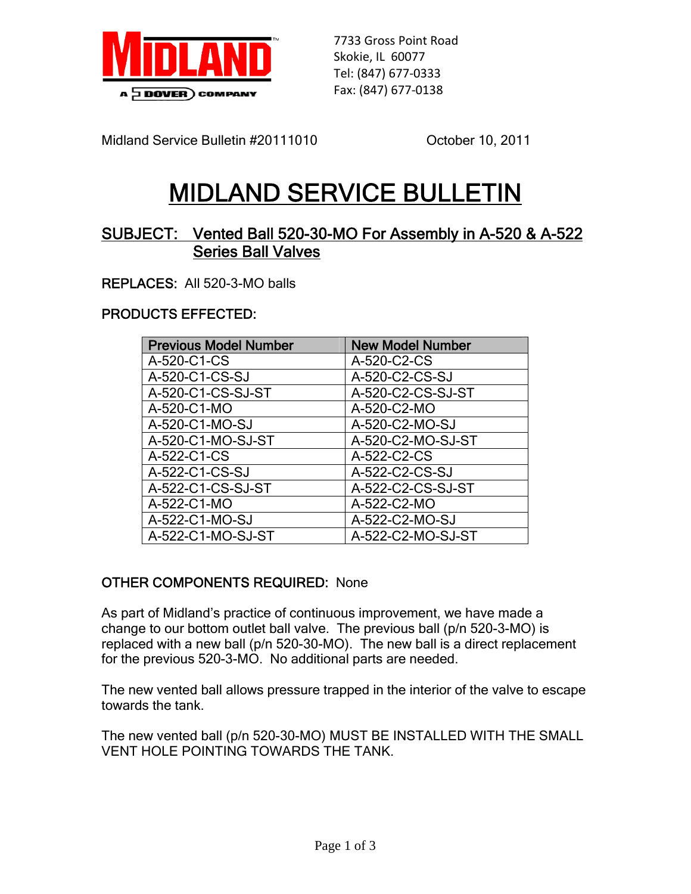MIDLAND

A DOVER COMPANY

7733 Gross Point Road
Skokie, IL 60077
Tel: (847) 677-0333
Fax: (847) 677-0138

Midland Service Bulletin #20111010 October 10, 2011

# MIDLAND SERVICE BULLETIN

## SUBJECT: Vented Ball 520-30-MO For Assembly in A-520 & A-522 Series Ball Valves

**REPLACES:** All 520-3-MO balls

**PRODUCTS EFFECTED:**

| Previous Model Number | New Model Number |
|---|---|
| A-520-C1-CS | A-520-C2-CS |
| A-520-C1-CS-SJ | A-520-C2-CS-SJ |
| A-520-C1-CS-SJ-ST | A-520-C2-CS-SJ-ST |
| A-520-C1-MO | A-520-C2-MO |
| A-520-C1-MO-SJ | A-520-C2-MO-SJ |
| A-520-C1-MO-SJ-ST | A-520-C2-MO-SJ-ST |
| A-522-C1-CS | A-522-C2-CS |
| A-522-C1-CS-SJ | A-522-C2-CS-SJ |
| A-522-C1-CS-SJ-ST | A-522-C2-CS-SJ-ST |
| A-522-C1-MO | A-522-C2-MO |
| A-522-C1-MO-SJ | A-522-C2-MO-SJ |
| A-522-C1-MO-SJ-ST | A-522-C2-MO-SJ-ST |

**OTHER COMPONENTS REQUIRED:** None

As part of Midland's practice of continuous improvement, we have made a change to our bottom outlet ball valve. The previous ball (p/n 520-3-MO) is replaced with a new ball (p/n 520-30-MO). The new ball is a direct replacement for the previous 520-3-MO. No additional parts are needed.

The new vented ball allows pressure trapped in the interior of the valve to escape towards the tank.

The new vented ball (p/n 520-30-MO) MUST BE INSTALLED WITH THE SMALL VENT HOLE POINTING TOWARDS THE TANK.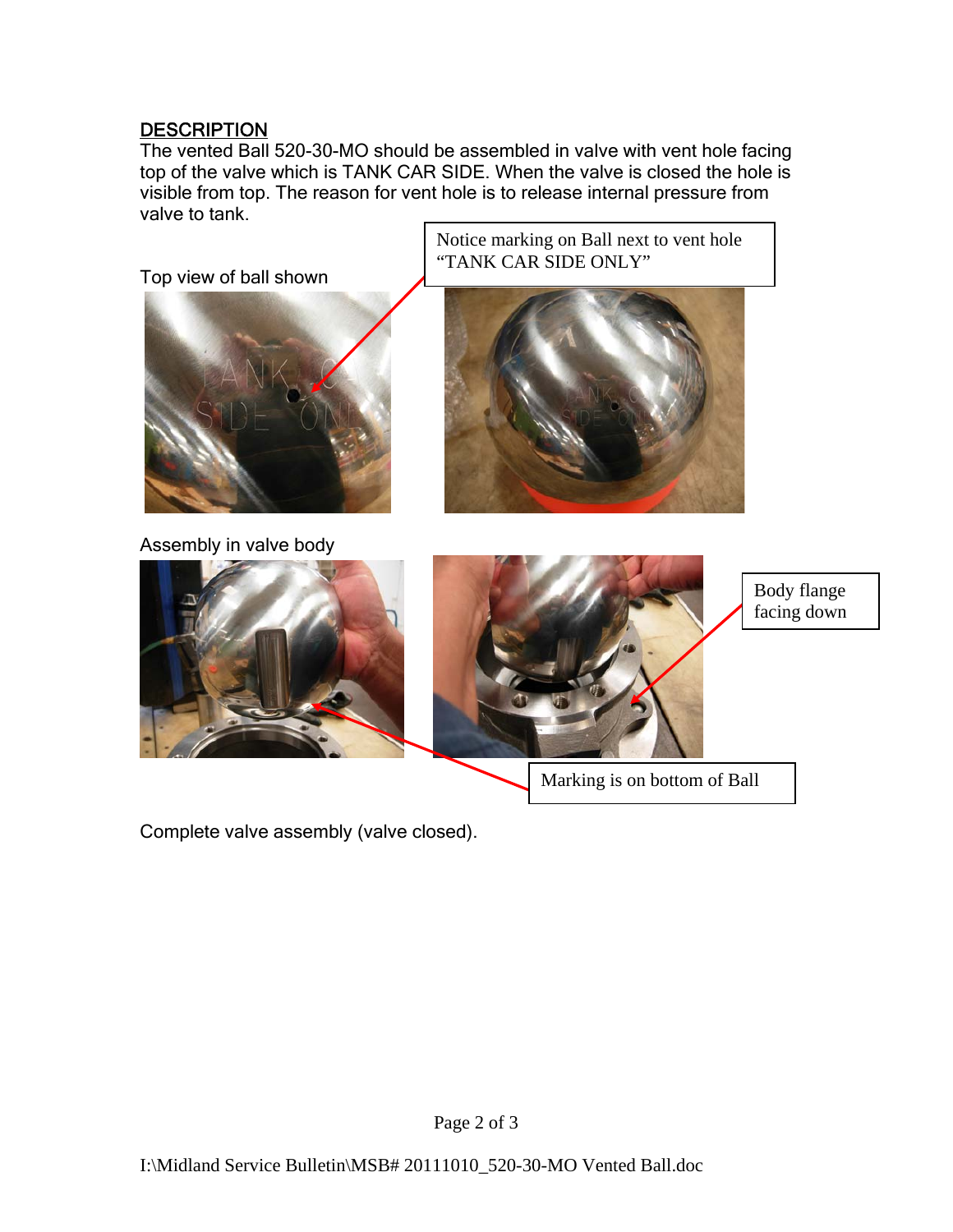## DESCRIPTION

The vented Ball 520-30-MO should be assembled in valve with vent hole facing top of the valve which is TANK CAR SIDE. When the valve is closed the hole is visible from top. The reason for vent hole is to release internal pressure from valve to tank.

Top view of ball shown

Notice marking on Ball next to vent hole "TANK CAR SIDE ONLY"

Assembly in valve body

Body flange facing down

Marking is on bottom of Ball

Complete valve assembly (valve closed).

I:\Midland Service Bulletin\MSB# 20111010_520-30-MO Vented Ball.doc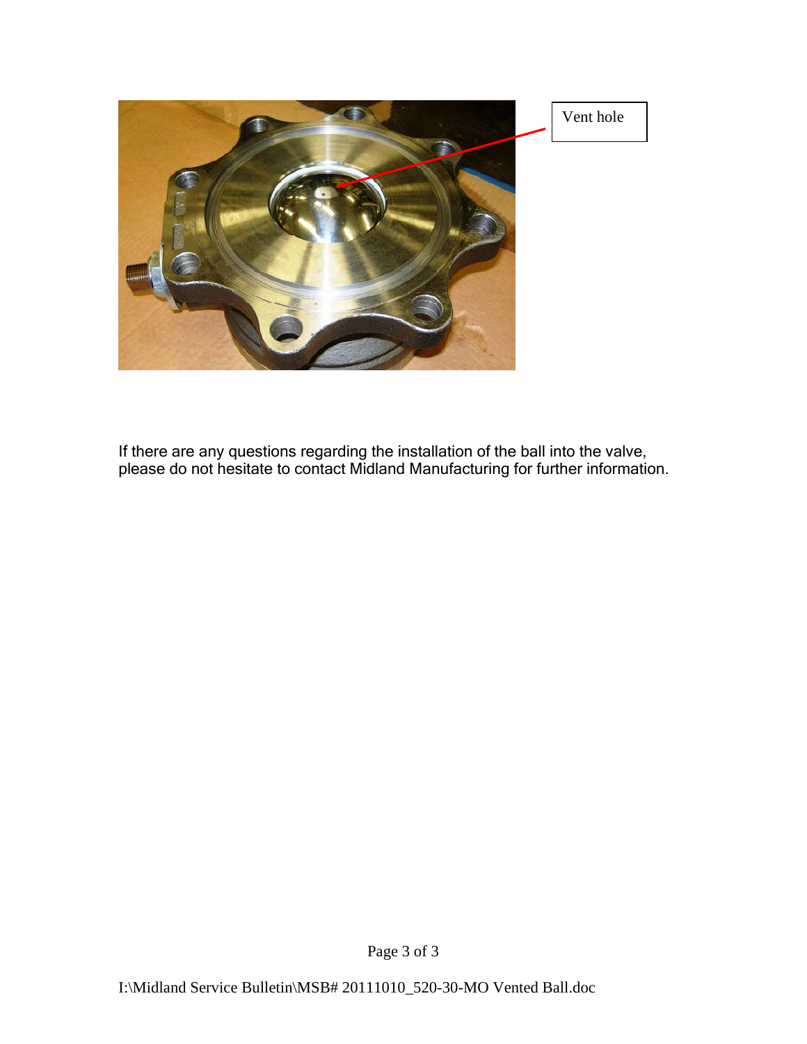Vent hole

If there are any questions regarding the installation of the ball into the valve, please do not hesitate to contact Midland Manufacturing for further information.